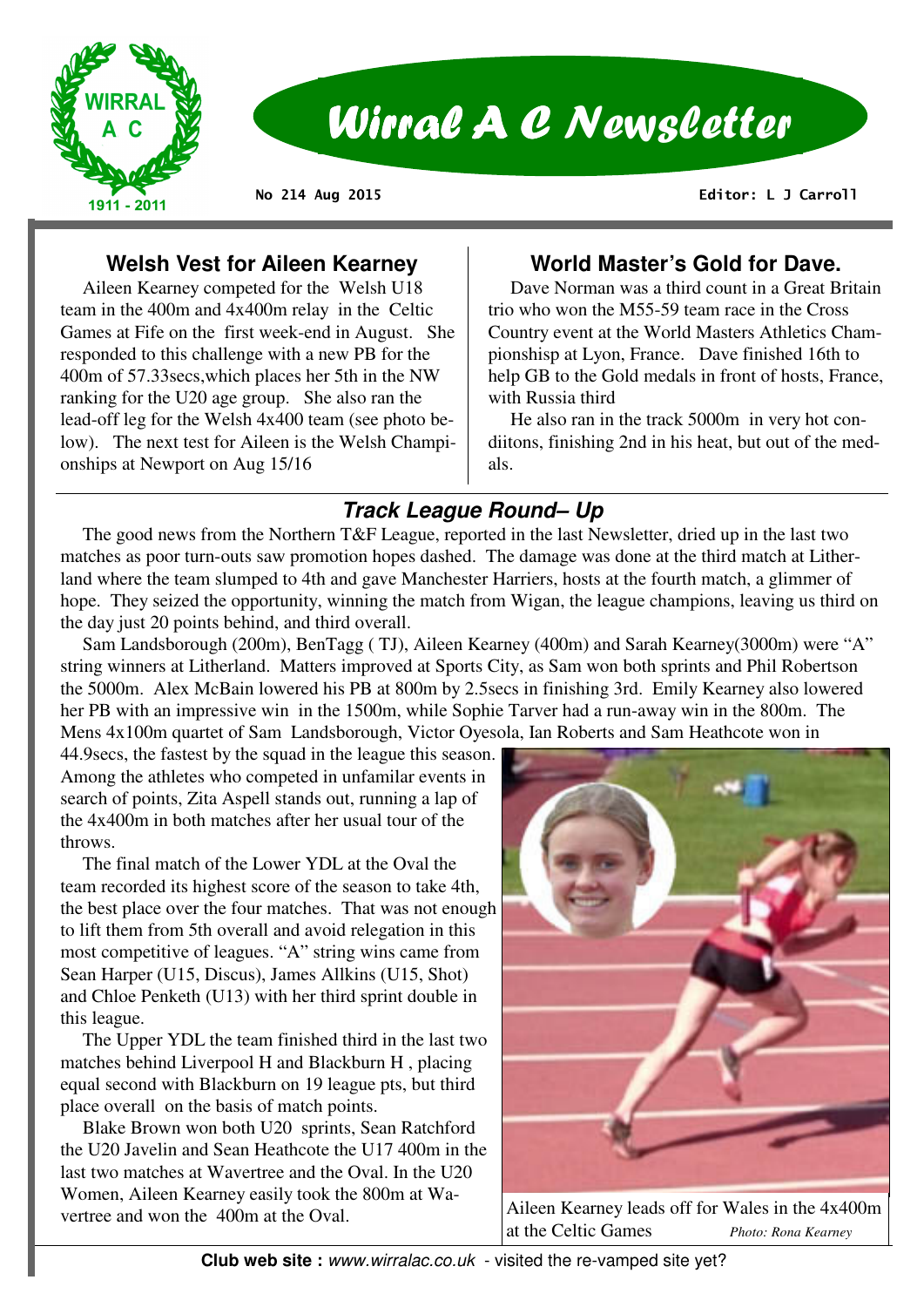# Wirral A C Newsletter

No 214 Aug 2015

Editor: L J Carroll

## Welsh Vest for Aileen Kearney

Aileen Kearney competed for the Welsh U18 team in the 400m and 4x400m relay in the Celtic Games at Fife on the first week-end in August. She responded to this challenge with a new PB for the 400m of 57.33secs,which places her 5th in the NW ranking for the U20 age group. She also ran the lead-off leg for the Welsh 4x400 team (see photo below). The next test for Aileen is the Welsh Championships at Newport on Aug 15/16

## World Master's Gold for Dave.

Dave Norman was a third count in a Great Britain trio who won the M55-59 team race in the Cross Country event at the World Masters Athletics Champioinshisp at Lyon, France. Dave finished 16th to help GB to the Gold medals in front of hosts, France, with Russia third

He also ran in the track 5000m in very hot condiitons, finishing 2nd in his heat, but out of the medals.

## *Track League Round– Up*

The good news from the Northern T&F League, reported in the last Newsletter, dried up in the last two matches as poor turn-outs saw promotion hopes dashed. The damage was done at the third match at Litherland where the team slumped to 4th and gave Manchester Harriers, hosts at the fourth match, a glimmer of hope. They seized the opportunity, winning the match from Wigan, the league champions, leaving us third on the day just 20 points behind, and third overall.

Sam Landsborough (200m), BenTagg ( TJ), Aileen Kearney (400m) and Sarah Kearney(3000m) were "A" string winners at Litherland. Matters improved at Sports City, as Sam won both sprints and Phil Robertson the 5000m. Alex McBain lowered his PB at 800m by 2.5secs in finishing 3rd. Emily Kearney also lowered her PB with an impressive win in the 1500m, while Sophie Tarver had a run-away win in the 800m. The Mens 4x100m quartet of Sam Landsborough, Victor Oyesola, Ian Roberts and Sam Heathcote won in 44.9secs, the fastest by the squad in the league this season. Among the athletes who competed in unfamilar events in search of points, Zita Aspell stands out, running a lap of the 4x400m in both matches after her usual tour of the throws.

The final match of the Lower YDL at the Oval the team recorded its highest score of the season to take 4th, the best place over the four matches. That was not enough to lift them from 5th overall and avoid relegation in this most competitive of leagues. "A" string wins came from Sean Harper (U15, Discus), James Allkins (U15, Shot) and Chloe Penketh (U13) with her third sprint double in this league.

The Upper YDL the team finished third in the last two matches behind Liverpool H and Blackburn H , placing equal second with Blackburn on 19 league pts, but third place overall on the basis of match points.

Blake Brown won both U20 sprints, Sean Ratchford the U20 Javelin and Sean Heathcote the U17 400m in the last two matches at Wavertree and the Oval. In the U20 Women, Aileen Kearney easily took the 800m at Wavertree and won the 400m at the Oval.

Aileen Kearney leads off for Wales in the 4x400m at the Celtic Games *Photo: Rona Kearney*

**Club web site :** *www.wirralac.co.uk* - visited the re-vamped site yet?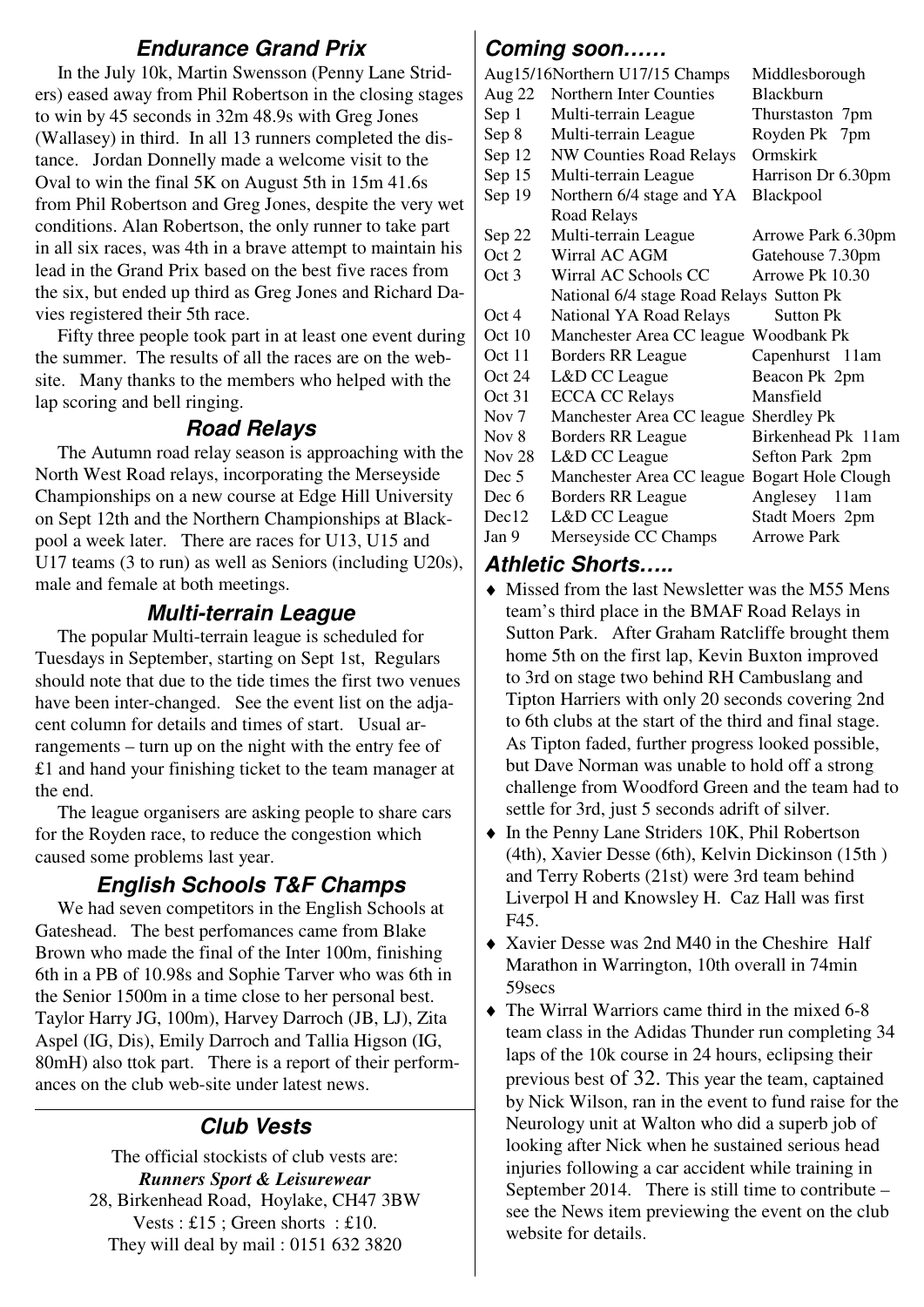## Endurance Grand Prix

In the July 10k, Martin Swensson (Penny Lane Striders) eased away from Phil Robertson in the closing stages to win by 45 seconds in 32m 48.9s with Greg Jones (Wallasey) in third. In all 13 runners completed the distance. Jordan Donnelly made a welcome visit to the Oval to win the final 5K on August 5th in 15m 41.6s from Phil Robertson and Greg Jones, despite the very wet conditions. Alan Robertson, the only runner to take part in all six races, was 4th in a brave attempt to maintain his lead in the Grand Prix based on the best five races from the six, but ended up third as Greg Jones and Richard Davies registered their 5th race.

Fifty three people took part in at least one event during the summer. The results of all the races are on the website. Many thanks to the members who helped with the lap scoring and bell ringing.

## Road Relays

The Autumn road relay season is approaching with the North West Road relays, incorporating the Merseyside Championships on a new course at Edge Hill University on Sept 12th and the Northern Championships at Blackpool a week later. There are races for U13, U15 and U17 teams (3 to run) as well as Seniors (including U20s), male and female at both meetings.

## Multi-terrain League

The popular Multi-terrain league is scheduled for Tuesdays in September, starting on Sept 1st, Regulars should note that due to the tide times the first two venues have been inter-changed. See the event list on the adjacent column for details and times of start. Usual arrangements – turn up on the night with the entry fee of £1 and hand your finishing ticket to the team manager at the end.

The league organisers are asking people to share cars for the Royden race, to reduce the congestion which caused some problems last year.

## English Schools T&F Champs

We had seven competitors in the English Schools at Gateshead. The best perfomances came from Blake Brown who made the final of the Inter 100m, finishing 6th in a PB of 10.98s and Sophie Tarver who was 6th in the Senior 1500m in a time close to her personal best. Taylor Harry JG, 100m), Harvey Darroch (JB, LJ), Zita Aspel (IG, Dis), Emily Darroch and Tallia Higson (IG, 80mH) also ttok part. There is a report of their performances on the club web-site under latest news.

## Club Vests

The official stockists of club vests are:
***Runners Sport & Leisurewear***
28, Birkenhead Road, Hoylake, CH47 3BW
Vests : £15 ; Green shorts : £10.
They will deal by mail : 0151 632 3820

## Coming soon……

| | | |
|---|---|---|
| Aug15/16 | Northern U17/15 Champs | Middlesborough |
| Aug 22 | Northern Inter Counties | Blackburn |
| Sep 1 | Multi-terrain League | Thurstaston 7pm |
| Sep 8 | Multi-terrain League | Royden Pk 7pm |
| Sep 12 | NW Counties Road Relays | Ormskirk |
| Sep 15 | Multi-terrain League | Harrison Dr 6.30pm |
| Sep 19 | Northern 6/4 stage and YA Road Relays | Blackpool |
| Sep 22 | Multi-terrain League | Arrowe Park 6.30pm |
| Oct 2 | Wirral AC AGM | Gatehouse 7.30pm |
| Oct 3 | Wirral AC Schools CC | Arrowe Pk 10.30 |
| | National 6/4 stage Road Relays | Sutton Pk |
| Oct 4 | National YA Road Relays | Sutton Pk |
| Oct 10 | Manchester Area CC league | Woodbank Pk |
| Oct 11 | Borders RR League | Capenhurst 11am |
| Oct 24 | L&D CC League | Beacon Pk 2pm |
| Oct 31 | ECCA CC Relays | Mansfield |
| Nov 7 | Manchester Area CC league | Sherdley Pk |
| Nov 8 | Borders RR League | Birkenhead Pk 11am |
| Nov 28 | L&D CC League | Sefton Park 2pm |
| Dec 5 | Manchester Area CC league | Bogart Hole Clough |
| Dec 6 | Borders RR League | Anglesey 11am |
| Dec12 | L&D CC League | Stadt Moers 2pm |
| Jan 9 | Merseyside CC Champs | Arrowe Park |

## Athletic Shorts…..

- Missed from the last Newsletter was the M55 Mens team's third place in the BMAF Road Relays in Sutton Park. After Graham Ratcliffe brought them home 5th on the first lap, Kevin Buxton improved to 3rd on stage two behind RH Cambuslang and Tipton Harriers with only 20 seconds covering 2nd to 6th clubs at the start of the third and final stage. As Tipton faded, further progress looked possible, but Dave Norman was unable to hold off a strong challenge from Woodford Green and the team had to settle for 3rd, just 5 seconds adrift of silver.
- In the Penny Lane Striders 10K, Phil Robertson (4th), Xavier Desse (6th), Kelvin Dickinson (15th ) and Terry Roberts (21st) were 3rd team behind Liverpol H and Knowsley H. Caz Hall was first F45.
- Xavier Desse was 2nd M40 in the Cheshire Half Marathon in Warrington, 10th overall in 74min 59secs
- The Wirral Warriors came third in the mixed 6-8 team class in the Adidas Thunder run completing 34 laps of the 10k course in 24 hours, eclipsing their previous best of 32. This year the team, captained by Nick Wilson, ran in the event to fund raise for the Neurology unit at Walton who did a superb job of looking after Nick when he sustained serious head injuries following a car accident while training in September 2014. There is still time to contribute – see the News item previewing the event on the club website for details.